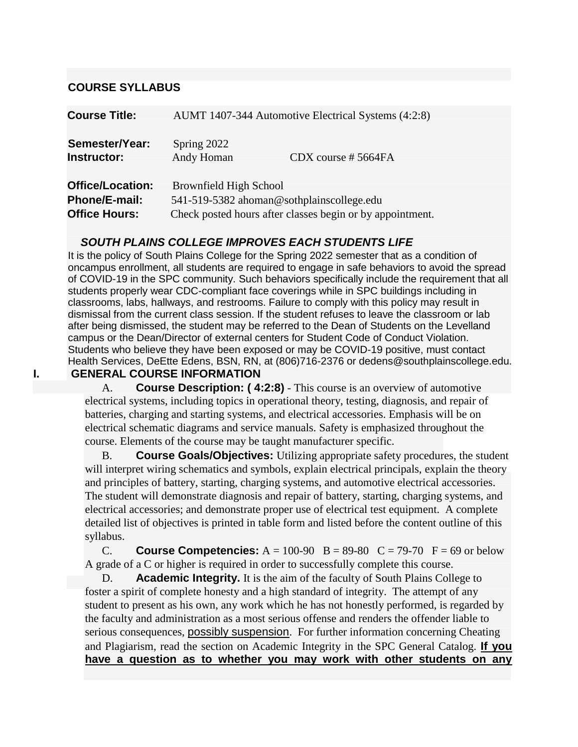## COURSE SYLLABUS

**Course Title:** AUMT 1407-344 Automotive Electrical Systems (4:2:8)

**Semester/Year:** Spring 2022

**Instructor:** Andy Homan CDX course # 5664FA

**Office/Location:** Brownfield High School

**Phone/E-mail:** 541-519-5382 ahoman@sothplainscollege.edu

**Office Hours:** Check posted hours after classes begin or by appointment.

***SOUTH PLAINS COLLEGE IMPROVES EACH STUDENTS LIFE***

It is the policy of South Plains College for the Spring 2022 semester that as a condition of oncampus enrollment, all students are required to engage in safe behaviors to avoid the spread of COVID-19 in the SPC community. Such behaviors specifically include the requirement that all students properly wear CDC-compliant face coverings while in SPC buildings including in classrooms, labs, hallways, and restrooms. Failure to comply with this policy may result in dismissal from the current class session. If the student refuses to leave the classroom or lab after being dismissed, the student may be referred to the Dean of Students on the Levelland campus or the Dean/Director of external centers for Student Code of Conduct Violation. Students who believe they have been exposed or may be COVID-19 positive, must contact Health Services, DeEtte Edens, BSN, RN, at (806)716-2376 or dedens@southplainscollege.edu.

## I. GENERAL COURSE INFORMATION

A. **Course Description: ( 4:2:8)** - This course is an overview of automotive electrical systems, including topics in operational theory, testing, diagnosis, and repair of batteries, charging and starting systems, and electrical accessories. Emphasis will be on electrical schematic diagrams and service manuals. Safety is emphasized throughout the course. Elements of the course may be taught manufacturer specific.

B. **Course Goals/Objectives:** Utilizing appropriate safety procedures, the student will interpret wiring schematics and symbols, explain electrical principals, explain the theory and principles of battery, starting, charging systems, and automotive electrical accessories. The student will demonstrate diagnosis and repair of battery, starting, charging systems, and electrical accessories; and demonstrate proper use of electrical test equipment. A complete detailed list of objectives is printed in table form and listed before the content outline of this syllabus.

C. **Course Competencies:** A = 100-90 B = 89-80 C = 79-70 F = 69 or below A grade of a C or higher is required in order to successfully complete this course.

D. **Academic Integrity.** It is the aim of the faculty of South Plains College to foster a spirit of complete honesty and a high standard of integrity. The attempt of any student to present as his own, any work which he has not honestly performed, is regarded by the faculty and administration as a most serious offense and renders the offender liable to serious consequences, possibly suspension. For further information concerning Cheating and Plagiarism, read the section on Academic Integrity in the SPC General Catalog. **If you have a question as to whether you may work with other students on any**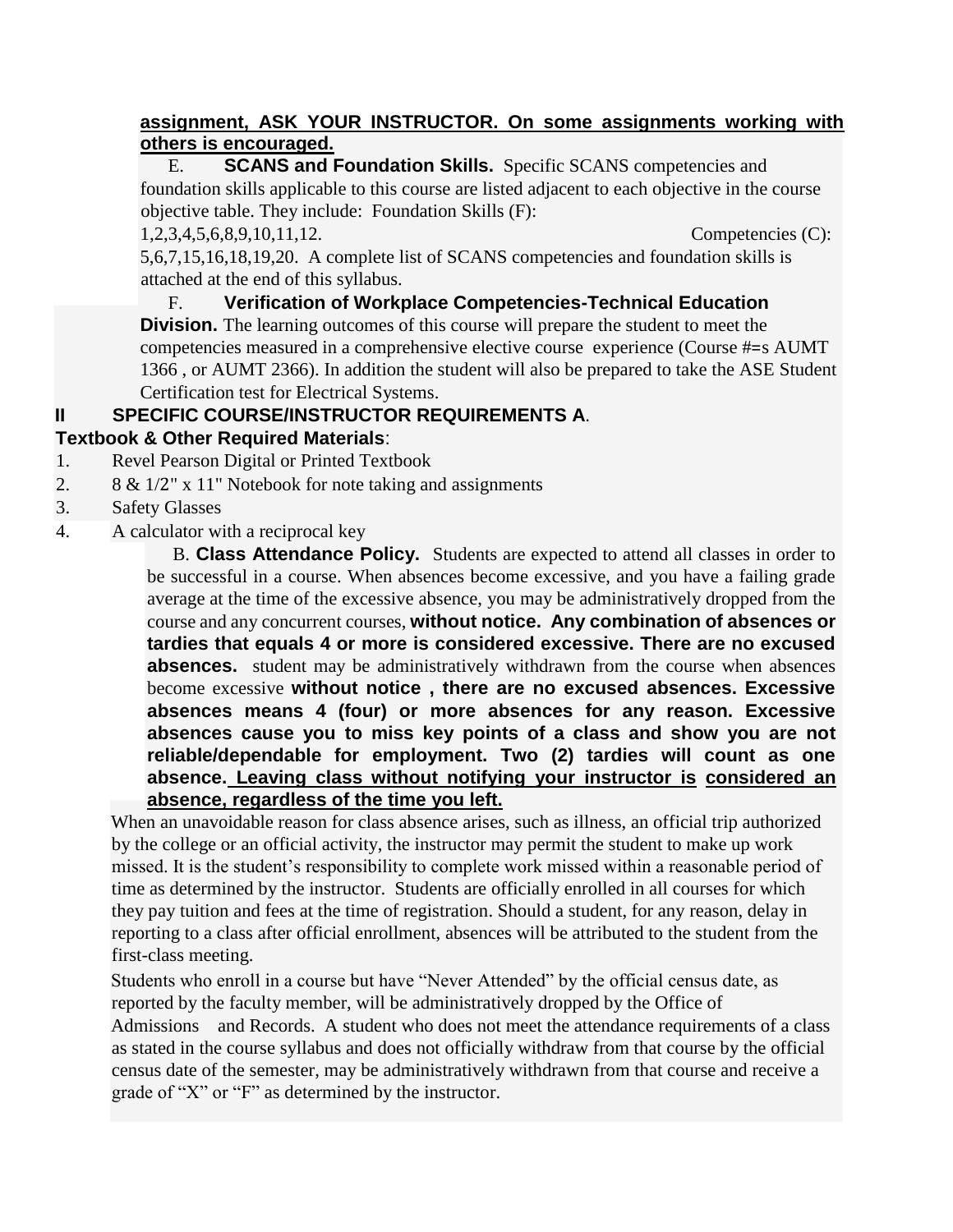**assignment, ASK YOUR INSTRUCTOR. On some assignments working with others is encouraged.**

E. **SCANS and Foundation Skills.** Specific SCANS competencies and foundation skills applicable to this course are listed adjacent to each objective in the course objective table. They include: Foundation Skills (F): 1,2,3,4,5,6,8,9,10,11,12. Competencies (C): 5,6,7,15,16,18,19,20. A complete list of SCANS competencies and foundation skills is attached at the end of this syllabus.

F. **Verification of Workplace Competencies-Technical Education Division.** The learning outcomes of this course will prepare the student to meet the competencies measured in a comprehensive elective course experience (Course #=s AUMT 1366 , or AUMT 2366). In addition the student will also be prepared to take the ASE Student Certification test for Electrical Systems.

## II SPECIFIC COURSE/INSTRUCTOR REQUIREMENTS A. Textbook & Other Required Materials:

1. Revel Pearson Digital or Printed Textbook
2. 8 & 1/2" x 11" Notebook for note taking and assignments
3. Safety Glasses
4. A calculator with a reciprocal key

B. **Class Attendance Policy.** Students are expected to attend all classes in order to be successful in a course. When absences become excessive, and you have a failing grade average at the time of the excessive absence, you may be administratively dropped from the course and any concurrent courses, **without notice. Any combination of absences or tardies that equals 4 or more is considered excessive. There are no excused absences.** student may be administratively withdrawn from the course when absences become excessive **without notice , there are no excused absences. Excessive absences means 4 (four) or more absences for any reason. Excessive absences cause you to miss key points of a class and show you are not reliable/dependable for employment. Two (2) tardies will count as one absence. Leaving class without notifying your instructor is considered an absence, regardless of the time you left.**

When an unavoidable reason for class absence arises, such as illness, an official trip authorized by the college or an official activity, the instructor may permit the student to make up work missed. It is the student's responsibility to complete work missed within a reasonable period of time as determined by the instructor. Students are officially enrolled in all courses for which they pay tuition and fees at the time of registration. Should a student, for any reason, delay in reporting to a class after official enrollment, absences will be attributed to the student from the first-class meeting.

Students who enroll in a course but have "Never Attended" by the official census date, as reported by the faculty member, will be administratively dropped by the Office of Admissions and Records. A student who does not meet the attendance requirements of a class as stated in the course syllabus and does not officially withdraw from that course by the official census date of the semester, may be administratively withdrawn from that course and receive a grade of "X" or "F" as determined by the instructor.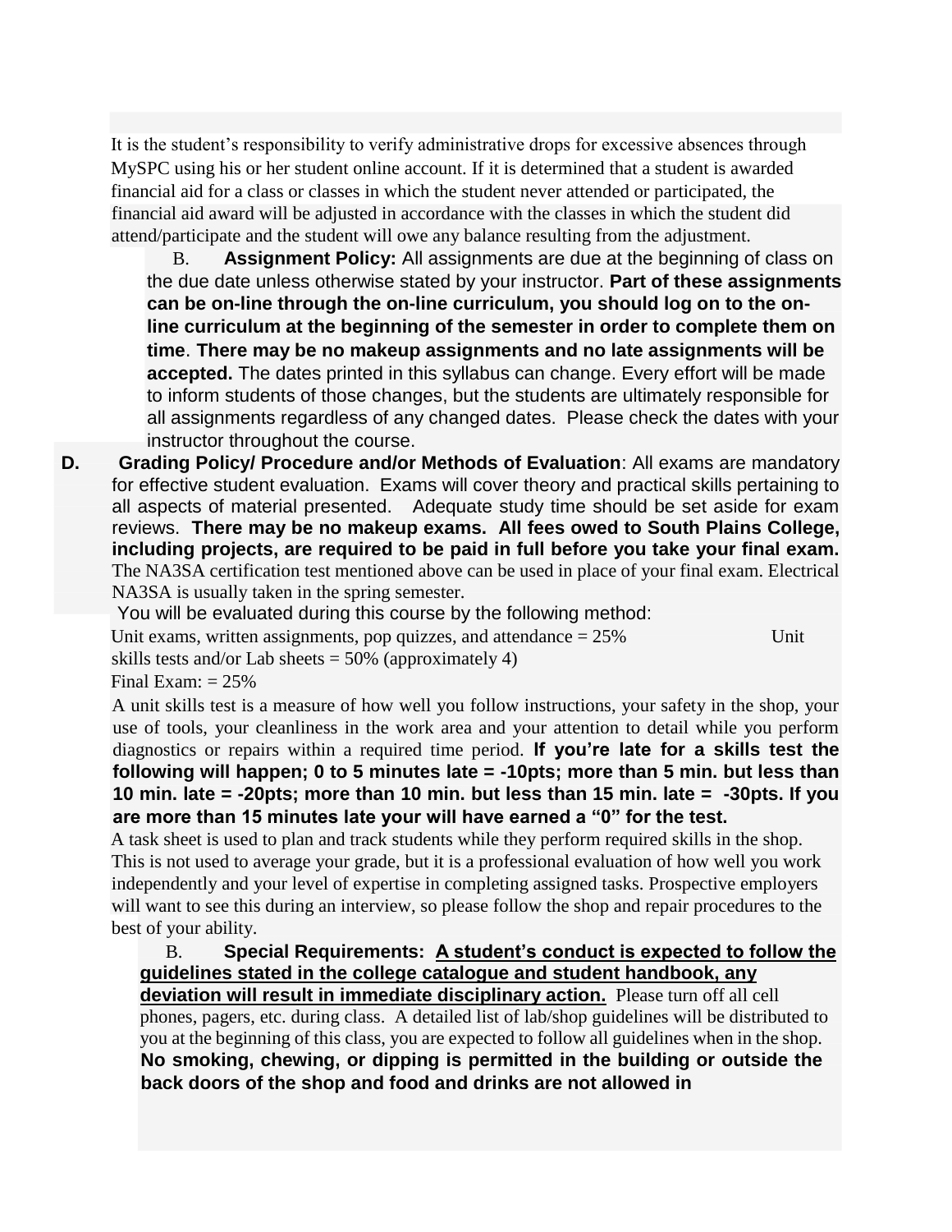It is the student's responsibility to verify administrative drops for excessive absences through MySPC using his or her student online account. If it is determined that a student is awarded financial aid for a class or classes in which the student never attended or participated, the financial aid award will be adjusted in accordance with the classes in which the student did attend/participate and the student will owe any balance resulting from the adjustment.

B. **Assignment Policy:** All assignments are due at the beginning of class on the due date unless otherwise stated by your instructor. **Part of these assignments can be on-line through the on-line curriculum, you should log on to the on-line curriculum at the beginning of the semester in order to complete them on time**. **There may be no makeup assignments and no late assignments will be accepted.** The dates printed in this syllabus can change. Every effort will be made to inform students of those changes, but the students are ultimately responsible for all assignments regardless of any changed dates. Please check the dates with your instructor throughout the course.

**D. Grading Policy/ Procedure and/or Methods of Evaluation**: All exams are mandatory for effective student evaluation. Exams will cover theory and practical skills pertaining to all aspects of material presented. Adequate study time should be set aside for exam reviews. **There may be no makeup exams. All fees owed to South Plains College, including projects, are required to be paid in full before you take your final exam.** The NA3SA certification test mentioned above can be used in place of your final exam. Electrical NA3SA is usually taken in the spring semester.

You will be evaluated during this course by the following method:

Unit exams, written assignments, pop quizzes, and attendance = 25%

Unit skills tests and/or Lab sheets = 50% (approximately 4)

Final Exam: = 25%

A unit skills test is a measure of how well you follow instructions, your safety in the shop, your use of tools, your cleanliness in the work area and your attention to detail while you perform diagnostics or repairs within a required time period. **If you're late for a skills test the following will happen; 0 to 5 minutes late = -10pts; more than 5 min. but less than 10 min. late = -20pts; more than 10 min. but less than 15 min. late = -30pts. If you are more than 15 minutes late your will have earned a "0" for the test.**

A task sheet is used to plan and track students while they perform required skills in the shop. This is not used to average your grade, but it is a professional evaluation of how well you work independently and your level of expertise in completing assigned tasks. Prospective employers will want to see this during an interview, so please follow the shop and repair procedures to the best of your ability.

B. **Special Requirements:** **<u>A student's conduct is expected to follow the guidelines stated in the college catalogue and student handbook, any deviation will result in immediate disciplinary action.</u>** Please turn off all cell phones, pagers, etc. during class. A detailed list of lab/shop guidelines will be distributed to you at the beginning of this class, you are expected to follow all guidelines when in the shop. **No smoking, chewing, or dipping is permitted in the building or outside the back doors of the shop and food and drinks are not allowed in**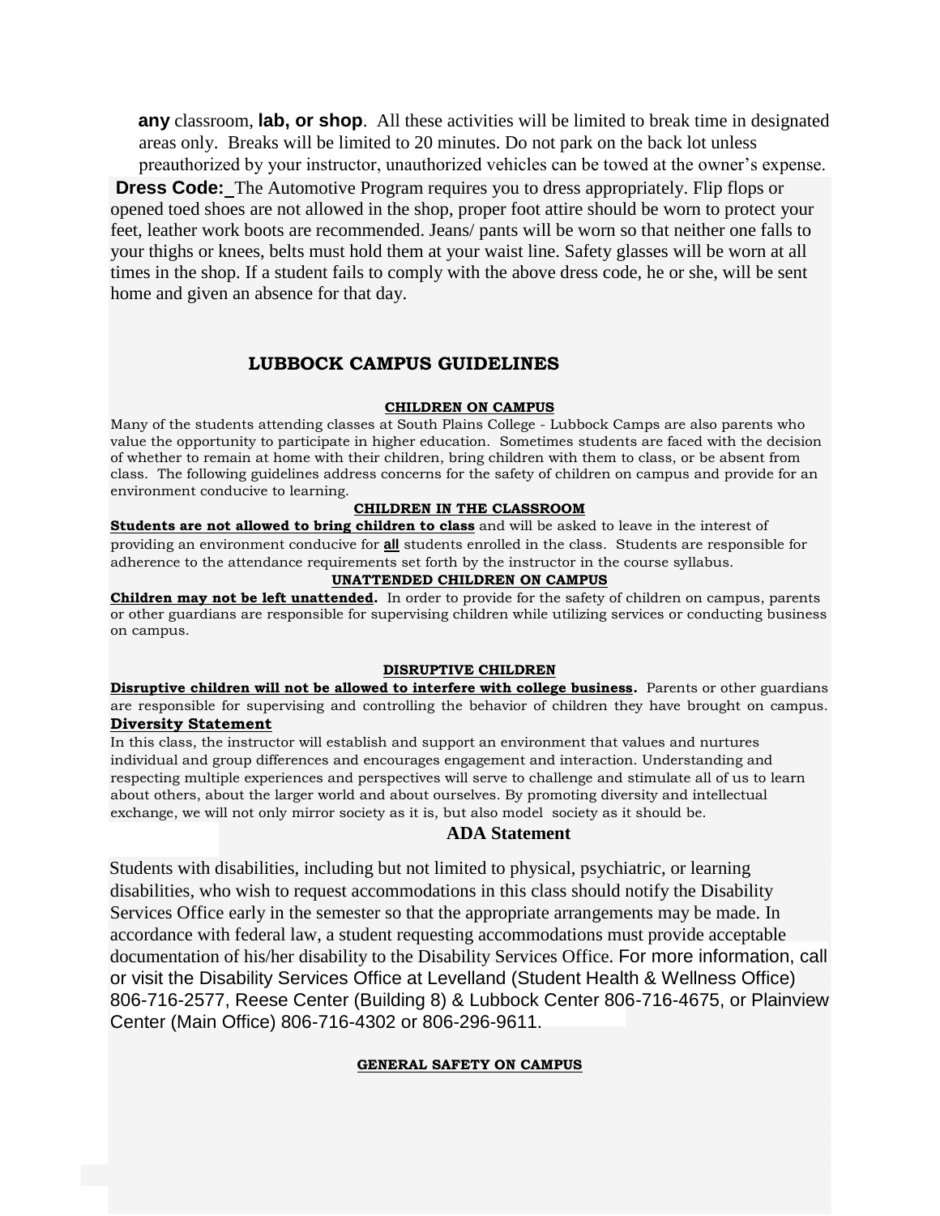**any** classroom, **lab, or shop**. All these activities will be limited to break time in designated areas only. Breaks will be limited to 20 minutes. Do not park on the back lot unless preauthorized by your instructor, unauthorized vehicles can be towed at the owner's expense.

**Dress Code:** The Automotive Program requires you to dress appropriately. Flip flops or opened toed shoes are not allowed in the shop, proper foot attire should be worn to protect your feet, leather work boots are recommended. Jeans/ pants will be worn so that neither one falls to your thighs or knees, belts must hold them at your waist line. Safety glasses will be worn at all times in the shop. If a student fails to comply with the above dress code, he or she, will be sent home and given an absence for that day.

## LUBBOCK CAMPUS GUIDELINES

### CHILDREN ON CAMPUS

Many of the students attending classes at South Plains College - Lubbock Camps are also parents who value the opportunity to participate in higher education. Sometimes students are faced with the decision of whether to remain at home with their children, bring children with them to class, or be absent from class. The following guidelines address concerns for the safety of children on campus and provide for an environment conducive to learning.

### CHILDREN IN THE CLASSROOM

**Students are not allowed to bring children to class** and will be asked to leave in the interest of providing an environment conducive for **all** students enrolled in the class. Students are responsible for adherence to the attendance requirements set forth by the instructor in the course syllabus.

### UNATTENDED CHILDREN ON CAMPUS

**Children may not be left unattended.** In order to provide for the safety of children on campus, parents or other guardians are responsible for supervising children while utilizing services or conducting business on campus.

### DISRUPTIVE CHILDREN

**Disruptive children will not be allowed to interfere with college business.** Parents or other guardians are responsible for supervising and controlling the behavior of children they have brought on campus.

### Diversity Statement

In this class, the instructor will establish and support an environment that values and nurtures individual and group differences and encourages engagement and interaction. Understanding and respecting multiple experiences and perspectives will serve to challenge and stimulate all of us to learn about others, about the larger world and about ourselves. By promoting diversity and intellectual exchange, we will not only mirror society as it is, but also model society as it should be.

### ADA Statement

Students with disabilities, including but not limited to physical, psychiatric, or learning disabilities, who wish to request accommodations in this class should notify the Disability Services Office early in the semester so that the appropriate arrangements may be made. In accordance with federal law, a student requesting accommodations must provide acceptable documentation of his/her disability to the Disability Services Office. For more information, call or visit the Disability Services Office at Levelland (Student Health & Wellness Office) 806-716-2577, Reese Center (Building 8) & Lubbock Center 806-716-4675, or Plainview Center (Main Office) 806-716-4302 or 806-296-9611.

### GENERAL SAFETY ON CAMPUS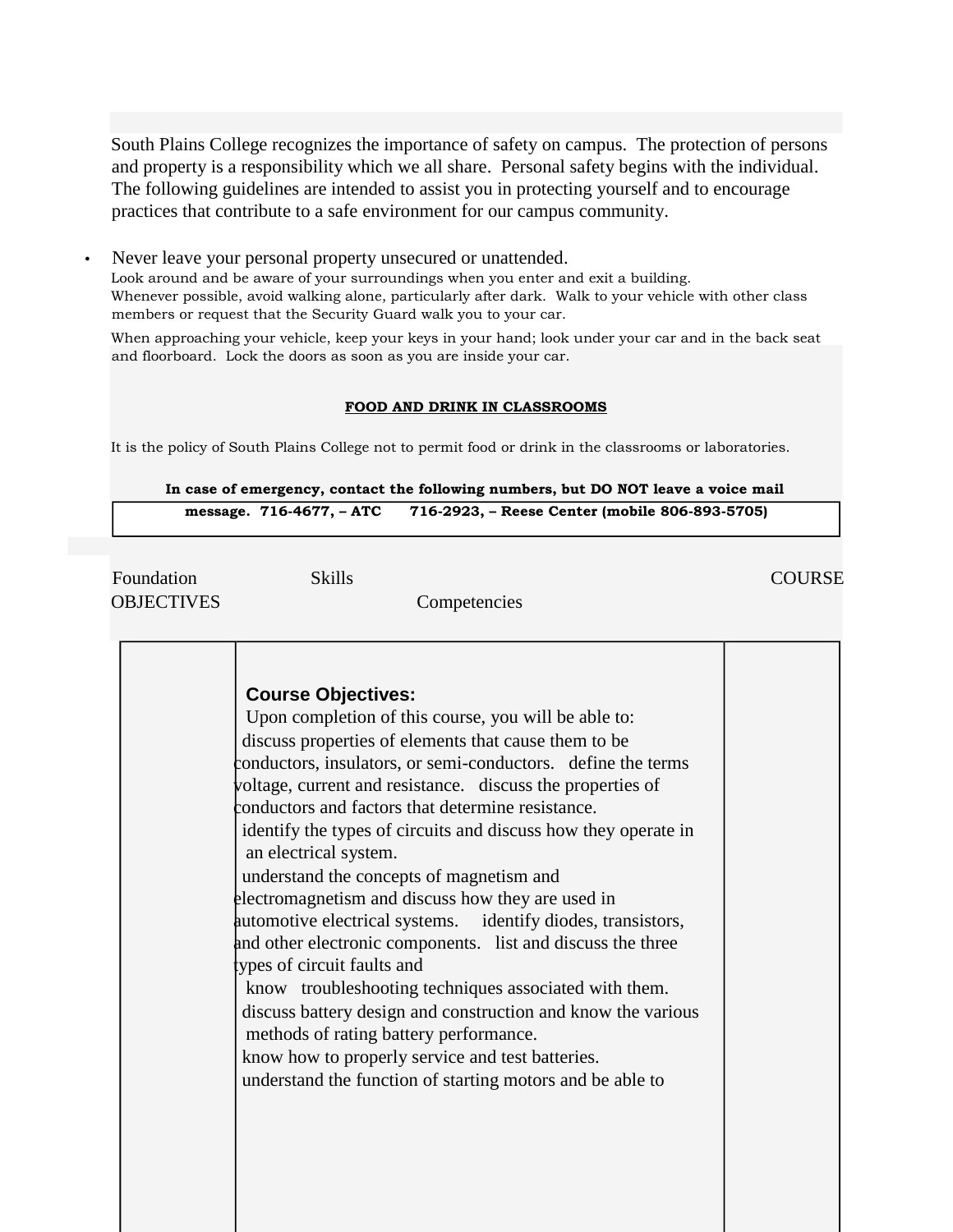South Plains College recognizes the importance of safety on campus. The protection of persons and property is a responsibility which we all share. Personal safety begins with the individual. The following guidelines are intended to assist you in protecting yourself and to encourage practices that contribute to a safe environment for our campus community.

- Never leave your personal property unsecured or unattended.

Look around and be aware of your surroundings when you enter and exit a building.
Whenever possible, avoid walking alone, particularly after dark. Walk to your vehicle with other class members or request that the Security Guard walk you to your car.

When approaching your vehicle, keep your keys in your hand; look under your car and in the back seat and floorboard. Lock the doors as soon as you are inside your car.

**FOOD AND DRINK IN CLASSROOMS**

It is the policy of South Plains College not to permit food or drink in the classrooms or laboratories.

**In case of emergency, contact the following numbers, but DO NOT leave a voice mail message. 716-4677, – ATC 716-2923, – Reese Center (mobile 806-893-5705)**

| Foundation Skills | COURSE OBJECTIVES | Competencies |
|---|---|---|
| | **Course Objectives:** Upon completion of this course, you will be able to: discuss properties of elements that cause them to be conductors, insulators, or semi-conductors. define the terms voltage, current and resistance. discuss the properties of conductors and factors that determine resistance. identify the types of circuits and discuss how they operate in an electrical system. understand the concepts of magnetism and electromagnetism and discuss how they are used in automotive electrical systems. identify diodes, transistors, and other electronic components. list and discuss the three types of circuit faults and know troubleshooting techniques associated with them. discuss battery design and construction and know the various methods of rating battery performance. know how to properly service and test batteries. understand the function of starting motors and be able to | |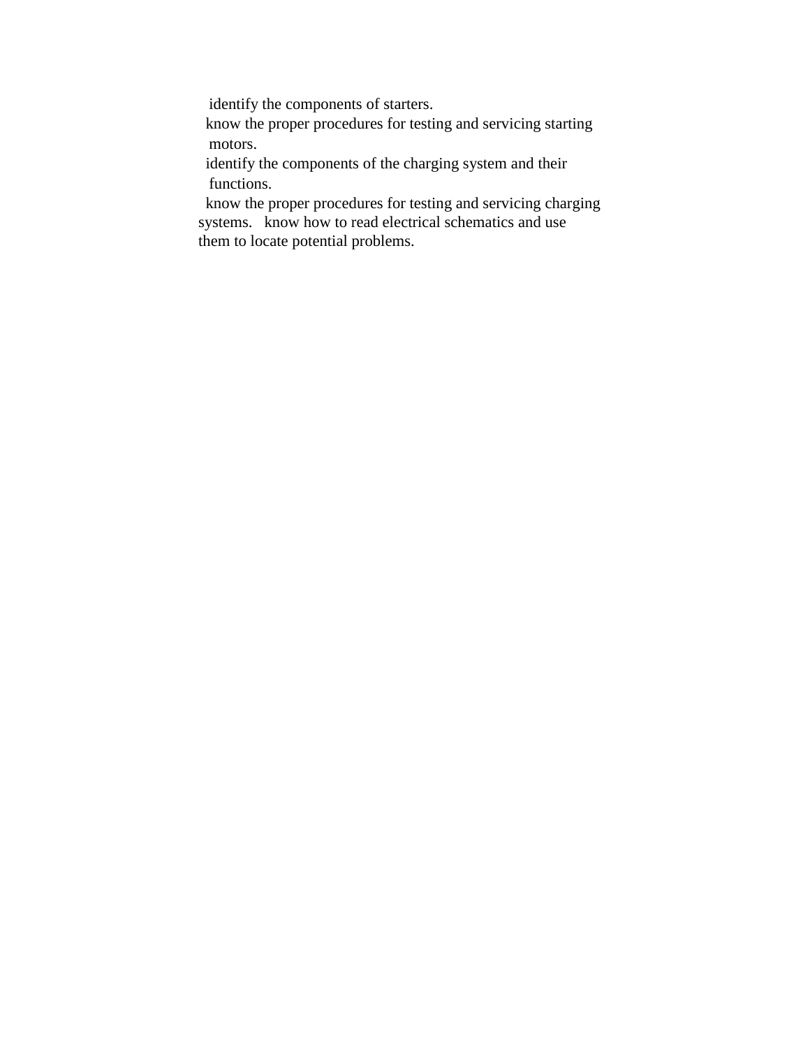- identify the components of starters.
- know the proper procedures for testing and servicing starting motors.
- identify the components of the charging system and their functions.
- know the proper procedures for testing and servicing charging systems.
- know how to read electrical schematics and use them to locate potential problems.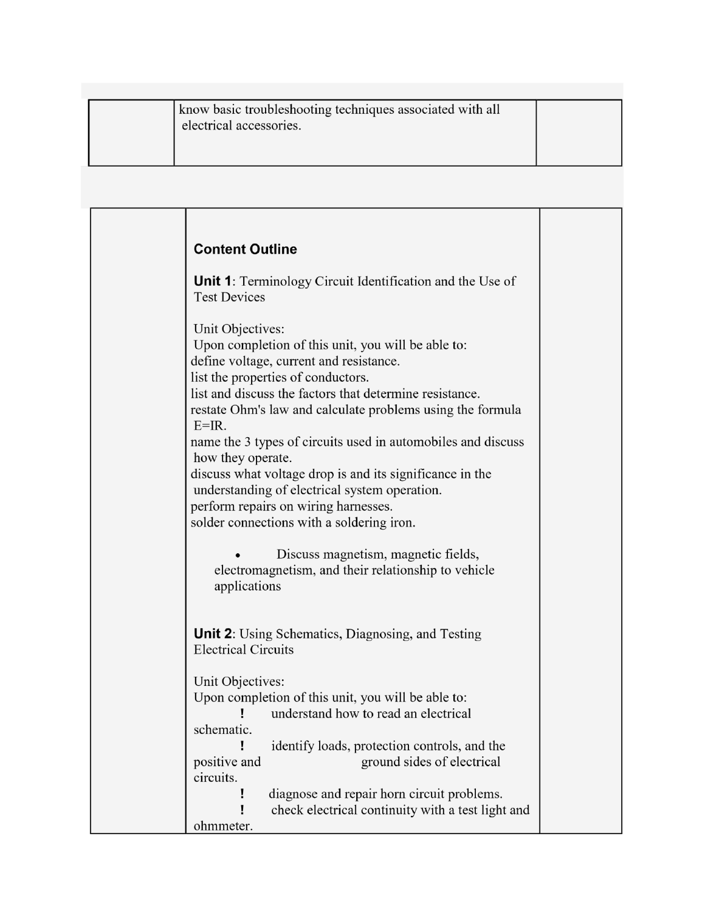| | know basic troubleshooting techniques associated with all electrical accessories. | |
|---|---|---|

## Content Outline

**Unit 1**: Terminology Circuit Identification and the Use of Test Devices

Unit Objectives:
Upon completion of this unit, you will be able to:
define voltage, current and resistance.
list the properties of conductors.
list and discuss the factors that determine resistance.
restate Ohm's law and calculate problems using the formula E=IR.
name the 3 types of circuits used in automobiles and discuss how they operate.
discuss what voltage drop is and its significance in the understanding of electrical system operation.
perform repairs on wiring harnesses.
solder connections with a soldering iron.

- Discuss magnetism, magnetic fields, electromagnetism, and their relationship to vehicle applications

**Unit 2**: Using Schematics, Diagnosing, and Testing Electrical Circuits

Unit Objectives:
Upon completion of this unit, you will be able to:

! understand how to read an electrical schematic.

! identify loads, protection controls, and the positive and ground sides of electrical circuits.

! diagnose and repair horn circuit problems.

! check electrical continuity with a test light and ohmmeter.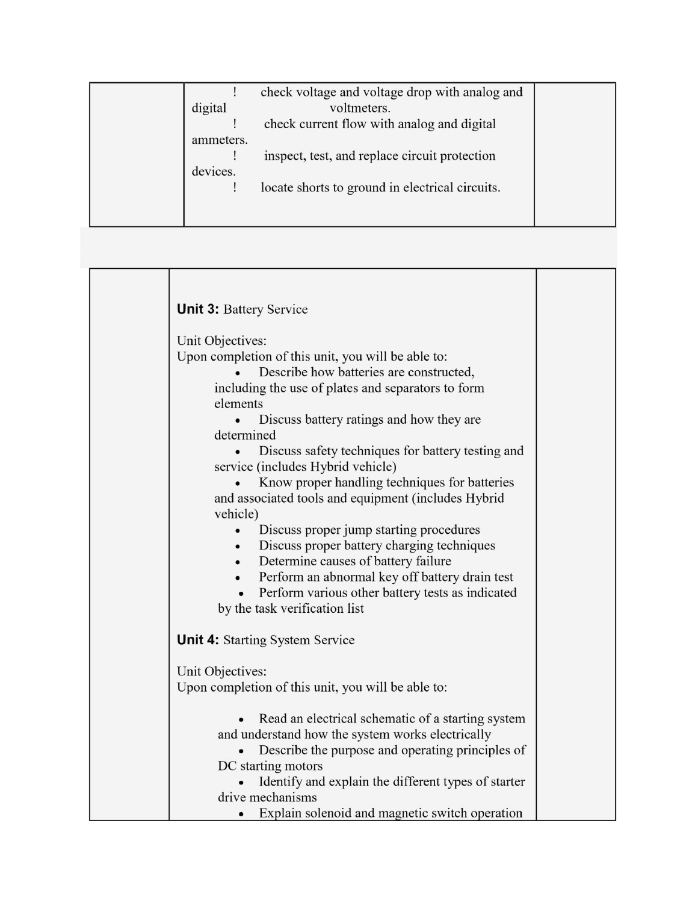| | ! check voltage and voltage drop with analog and digital voltmeters.<br>! check current flow with analog and digital ammeters.<br>! inspect, test, and replace circuit protection devices.<br>! locate shorts to ground in electrical circuits. | |
|---|---|---|

| | **Unit 3:** Battery Service<br><br>Unit Objectives:<br>Upon completion of this unit, you will be able to:<br>• Describe how batteries are constructed, including the use of plates and separators to form elements<br>• Discuss battery ratings and how they are determined<br>• Discuss safety techniques for battery testing and service (includes Hybrid vehicle)<br>• Know proper handling techniques for batteries and associated tools and equipment (includes Hybrid vehicle)<br>• Discuss proper jump starting procedures<br>• Discuss proper battery charging techniques<br>• Determine causes of battery failure<br>• Perform an abnormal key off battery drain test<br>• Perform various other battery tests as indicated by the task verification list<br><br>**Unit 4:** Starting System Service<br><br>Unit Objectives:<br>Upon completion of this unit, you will be able to:<br><br>• Read an electrical schematic of a starting system and understand how the system works electrically<br>• Describe the purpose and operating principles of DC starting motors<br>• Identify and explain the different types of starter drive mechanisms<br>• Explain solenoid and magnetic switch operation | |
|---|---|---|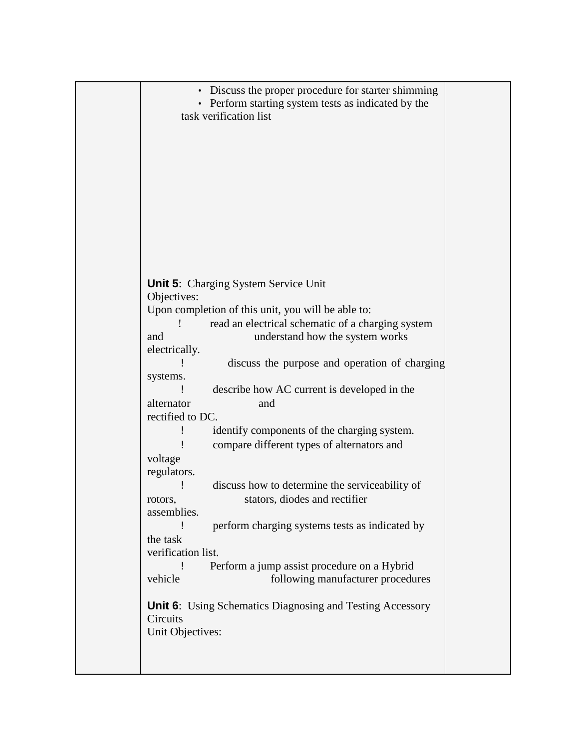| | • Discuss the proper procedure for starter shimming<br>• Perform starting system tests as indicated by the task verification list<br><br>**Unit 5**: Charging System Service Unit<br>Objectives:<br>Upon completion of this unit, you will be able to:<br>! read an electrical schematic of a charging system and understand how the system works electrically.<br>! discuss the purpose and operation of charging systems.<br>! describe how AC current is developed in the alternator and rectified to DC.<br>! identify components of the charging system.<br>! compare different types of alternators and voltage regulators.<br>! discuss how to determine the serviceability of rotors, stators, diodes and rectifier assemblies.<br>! perform charging systems tests as indicated by the task verification list.<br>! Perform a jump assist procedure on a Hybrid vehicle following manufacturer procedures<br><br>**Unit 6**: Using Schematics Diagnosing and Testing Accessory Circuits<br>Unit Objectives: | |
|---|---|---|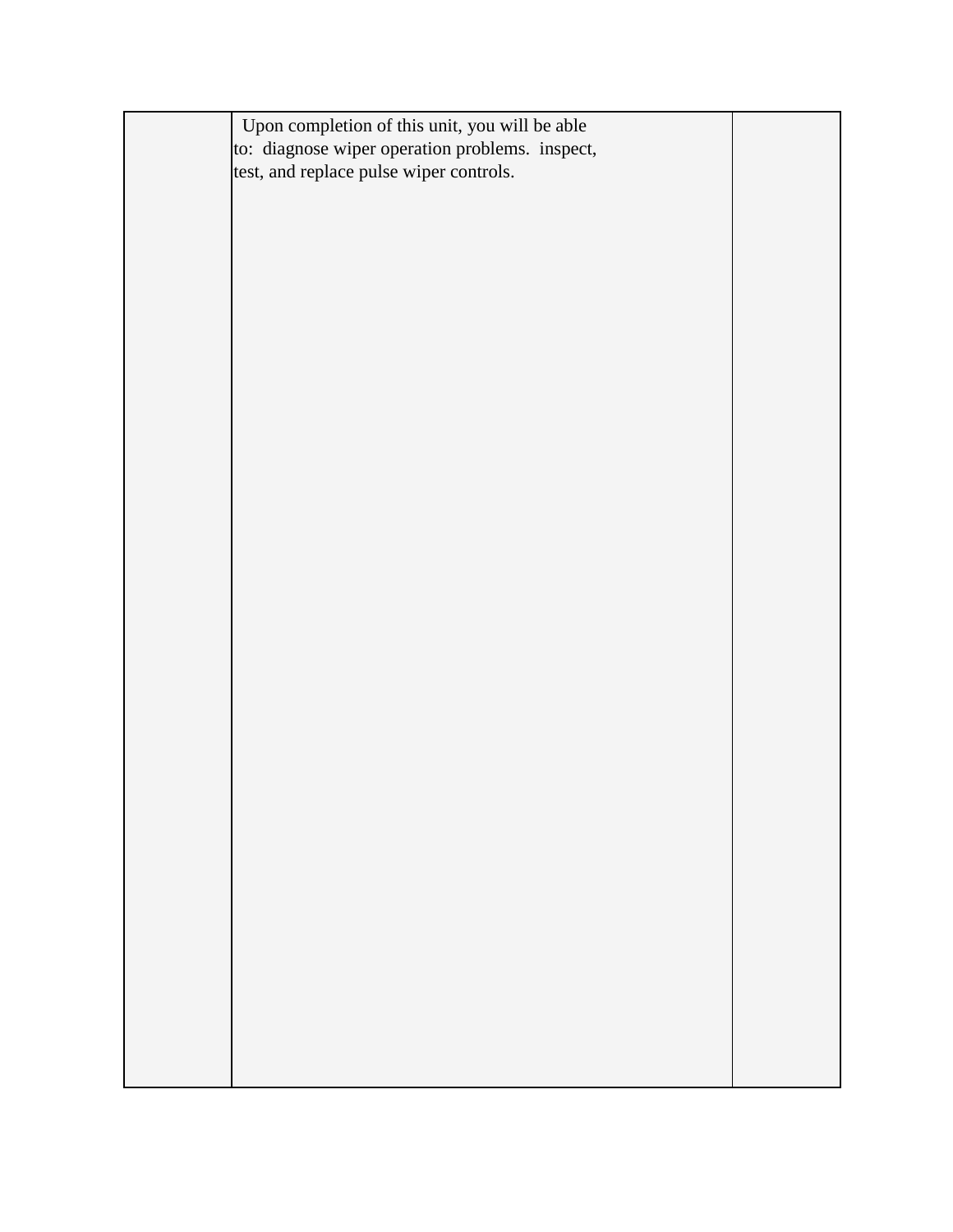|  | Upon completion of this unit, you will be able to: diagnose wiper operation problems. inspect, test, and replace pulse wiper controls. |  |
|---|---|---|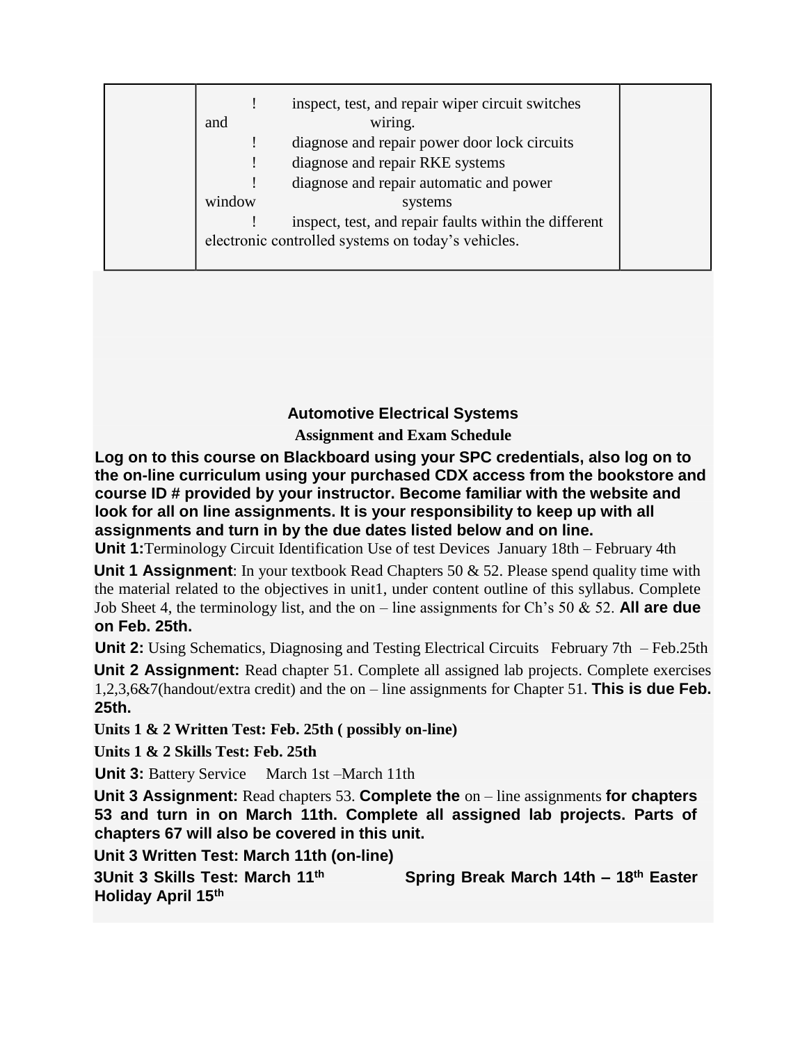| | ! inspect, test, and repair wiper circuit switches and wiring.<br>! diagnose and repair power door lock circuits<br>! diagnose and repair RKE systems<br>! diagnose and repair automatic and power window systems<br>! inspect, test, and repair faults within the different electronic controlled systems on today's vehicles. | |
|---|---|---|

## Automotive Electrical Systems

### Assignment and Exam Schedule

**Log on to this course on Blackboard using your SPC credentials, also log on to the on-line curriculum using your purchased CDX access from the bookstore and course ID # provided by your instructor. Become familiar with the website and look for all on line assignments. It is your responsibility to keep up with all assignments and turn in by the due dates listed below and on line.**

**Unit 1:** Terminology Circuit Identification Use of test Devices January 18th – February 4th

**Unit 1 Assignment**: In your textbook Read Chapters 50 & 52. Please spend quality time with the material related to the objectives in unit1, under content outline of this syllabus. Complete Job Sheet 4, the terminology list, and the on – line assignments for Ch's 50 & 52. **All are due on Feb. 25th.**

**Unit 2:** Using Schematics, Diagnosing and Testing Electrical Circuits February 7th – Feb.25th

**Unit 2 Assignment:** Read chapter 51. Complete all assigned lab projects. Complete exercises 1,2,3,6&7(handout/extra credit) and the on – line assignments for Chapter 51. **This is due Feb. 25th.**

**Units 1 & 2 Written Test: Feb. 25th ( possibly on-line)**

**Units 1 & 2 Skills Test: Feb. 25th**

**Unit 3:** Battery Service March 1st –March 11th

**Unit 3 Assignment:** Read chapters 53. **Complete the** on – line assignments **for chapters 53 and turn in on March 11th. Complete all assigned lab projects. Parts of chapters 67 will also be covered in this unit.**

**Unit 3 Written Test: March 11th (on-line)**

**3Unit 3 Skills Test: March 11th** **Spring Break March 14th – 18th Easter Holiday April 15th**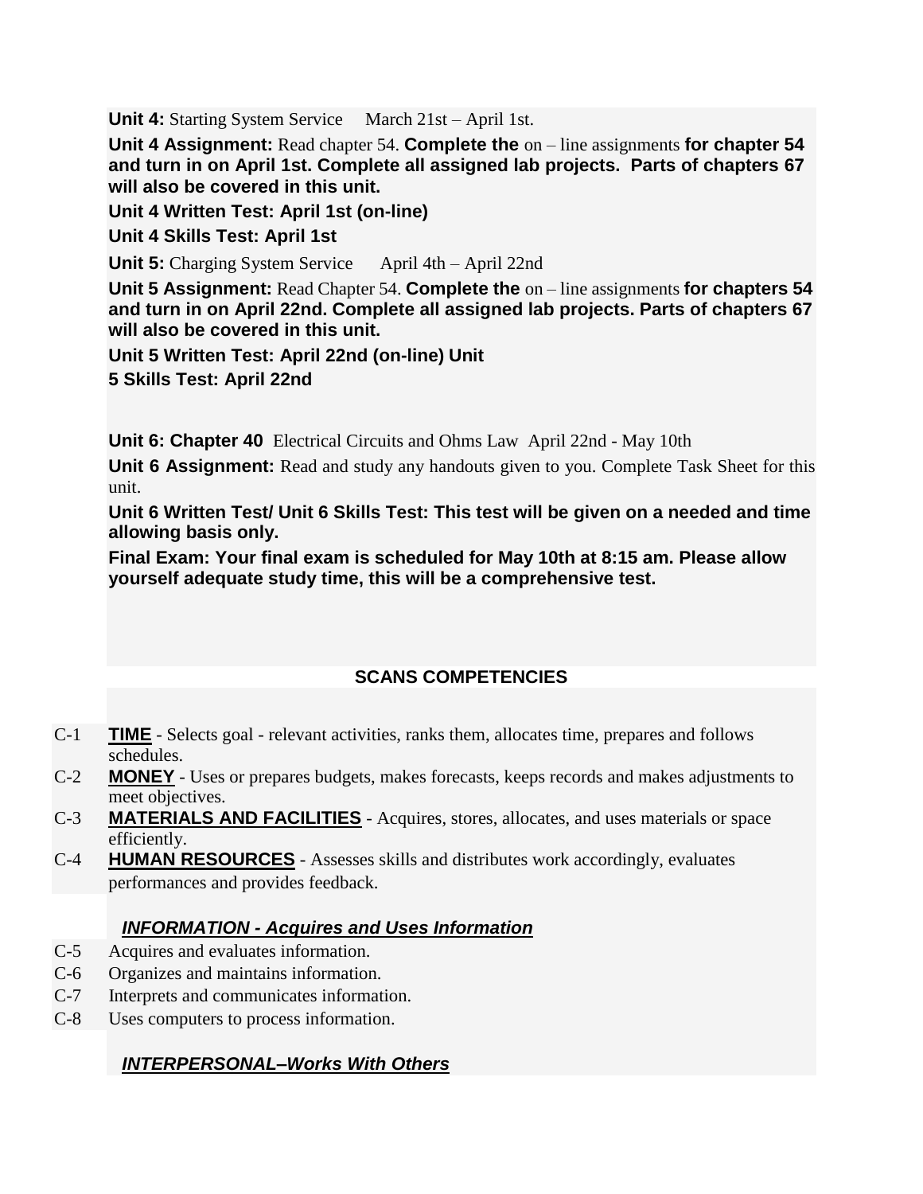**Unit 4:** Starting System Service March 21st – April 1st.

**Unit 4 Assignment:** Read chapter 54. **Complete the** on – line assignments **for chapter 54 and turn in on April 1st. Complete all assigned lab projects. Parts of chapters 67 will also be covered in this unit.**

**Unit 4 Written Test: April 1st (on-line)**

**Unit 4 Skills Test: April 1st**

**Unit 5:** Charging System Service April 4th – April 22nd

**Unit 5 Assignment:** Read Chapter 54. **Complete the** on – line assignments **for chapters 54 and turn in on April 22nd. Complete all assigned lab projects. Parts of chapters 67 will also be covered in this unit.**

**Unit 5 Written Test: April 22nd (on-line) Unit 5 Skills Test: April 22nd**

**Unit 6: Chapter 40** Electrical Circuits and Ohms Law April 22nd - May 10th

**Unit 6 Assignment:** Read and study any handouts given to you. Complete Task Sheet for this unit.

**Unit 6 Written Test/ Unit 6 Skills Test: This test will be given on a needed and time allowing basis only.**

**Final Exam: Your final exam is scheduled for May 10th at 8:15 am. Please allow yourself adequate study time, this will be a comprehensive test.**

## SCANS COMPETENCIES

- C-1 **TIME** - Selects goal - relevant activities, ranks them, allocates time, prepares and follows schedules.
- C-2 **MONEY** - Uses or prepares budgets, makes forecasts, keeps records and makes adjustments to meet objectives.
- C-3 **MATERIALS AND FACILITIES** - Acquires, stores, allocates, and uses materials or space efficiently.
- C-4 **HUMAN RESOURCES** - Assesses skills and distributes work accordingly, evaluates performances and provides feedback.

***INFORMATION - Acquires and Uses Information***

- C-5 Acquires and evaluates information.
- C-6 Organizes and maintains information.
- C-7 Interprets and communicates information.
- C-8 Uses computers to process information.

***INTERPERSONAL–Works With Others***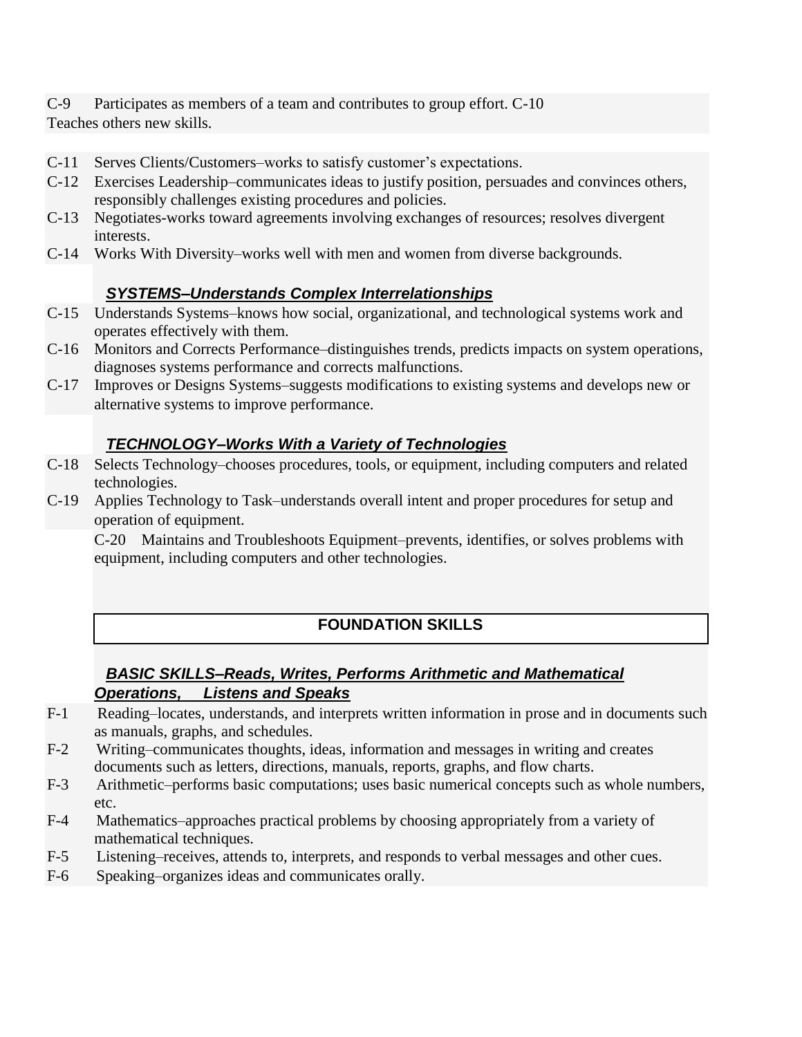C-9 Participates as members of a team and contributes to group effort.

C-10 Teaches others new skills.

C-11 Serves Clients/Customers–works to satisfy customer's expectations.

C-12 Exercises Leadership–communicates ideas to justify position, persuades and convinces others, responsibly challenges existing procedures and policies.

C-13 Negotiates-works toward agreements involving exchanges of resources; resolves divergent interests.

C-14 Works With Diversity–works well with men and women from diverse backgrounds.

***SYSTEMS–Understands Complex Interrelationships***

C-15 Understands Systems–knows how social, organizational, and technological systems work and operates effectively with them.

C-16 Monitors and Corrects Performance–distinguishes trends, predicts impacts on system operations, diagnoses systems performance and corrects malfunctions.

C-17 Improves or Designs Systems–suggests modifications to existing systems and develops new or alternative systems to improve performance.

***TECHNOLOGY–Works With a Variety of Technologies***

C-18 Selects Technology–chooses procedures, tools, or equipment, including computers and related technologies.

C-19 Applies Technology to Task–understands overall intent and proper procedures for setup and operation of equipment.

C-20 Maintains and Troubleshoots Equipment–prevents, identifies, or solves problems with equipment, including computers and other technologies.

## FOUNDATION SKILLS

***BASIC SKILLS–Reads, Writes, Performs Arithmetic and Mathematical Operations, Listens and Speaks***

F-1 Reading–locates, understands, and interprets written information in prose and in documents such as manuals, graphs, and schedules.

F-2 Writing–communicates thoughts, ideas, information and messages in writing and creates documents such as letters, directions, manuals, reports, graphs, and flow charts.

F-3 Arithmetic–performs basic computations; uses basic numerical concepts such as whole numbers, etc.

F-4 Mathematics–approaches practical problems by choosing appropriately from a variety of mathematical techniques.

F-5 Listening–receives, attends to, interprets, and responds to verbal messages and other cues.

F-6 Speaking–organizes ideas and communicates orally.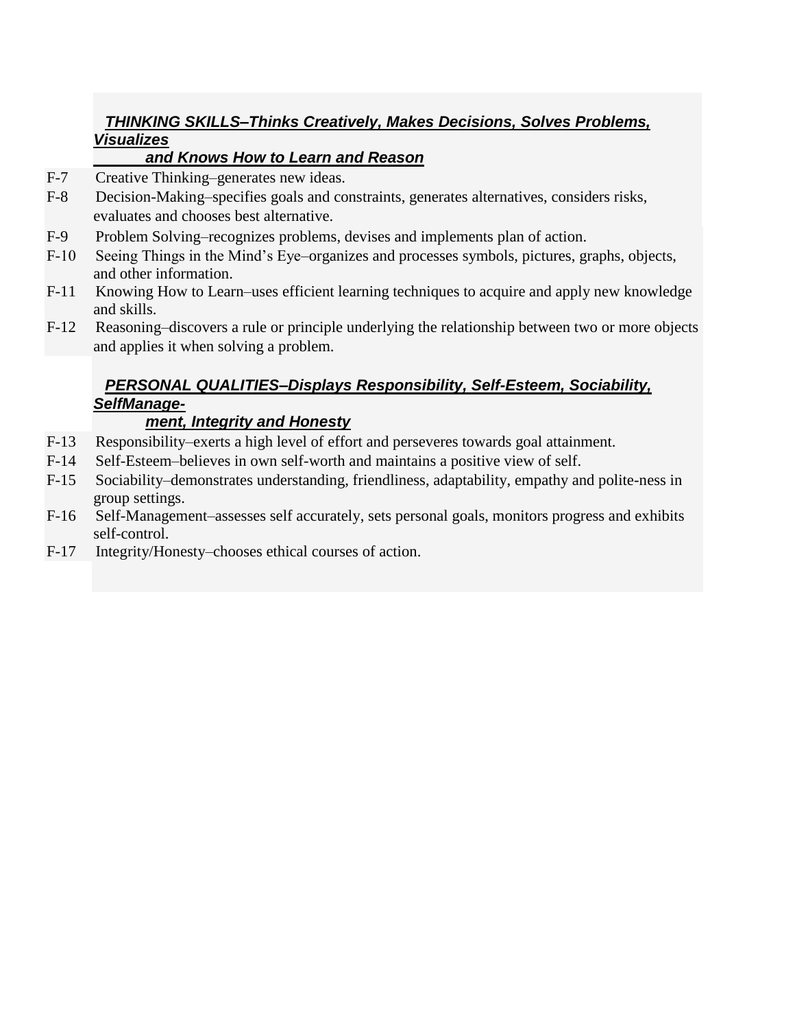***THINKING SKILLS–Thinks Creatively, Makes Decisions, Solves Problems, Visualizes and Knows How to Learn and Reason***

F-7 Creative Thinking–generates new ideas.

F-8 Decision-Making–specifies goals and constraints, generates alternatives, considers risks, evaluates and chooses best alternative.

F-9 Problem Solving–recognizes problems, devises and implements plan of action.

F-10 Seeing Things in the Mind's Eye–organizes and processes symbols, pictures, graphs, objects, and other information.

F-11 Knowing How to Learn–uses efficient learning techniques to acquire and apply new knowledge and skills.

F-12 Reasoning–discovers a rule or principle underlying the relationship between two or more objects and applies it when solving a problem.

***PERSONAL QUALITIES–Displays Responsibility, Self-Esteem, Sociability, SelfManage-ment, Integrity and Honesty***

F-13 Responsibility–exerts a high level of effort and perseveres towards goal attainment.

F-14 Self-Esteem–believes in own self-worth and maintains a positive view of self.

F-15 Sociability–demonstrates understanding, friendliness, adaptability, empathy and polite-ness in group settings.

F-16 Self-Management–assesses self accurately, sets personal goals, monitors progress and exhibits self-control.

F-17 Integrity/Honesty–chooses ethical courses of action.